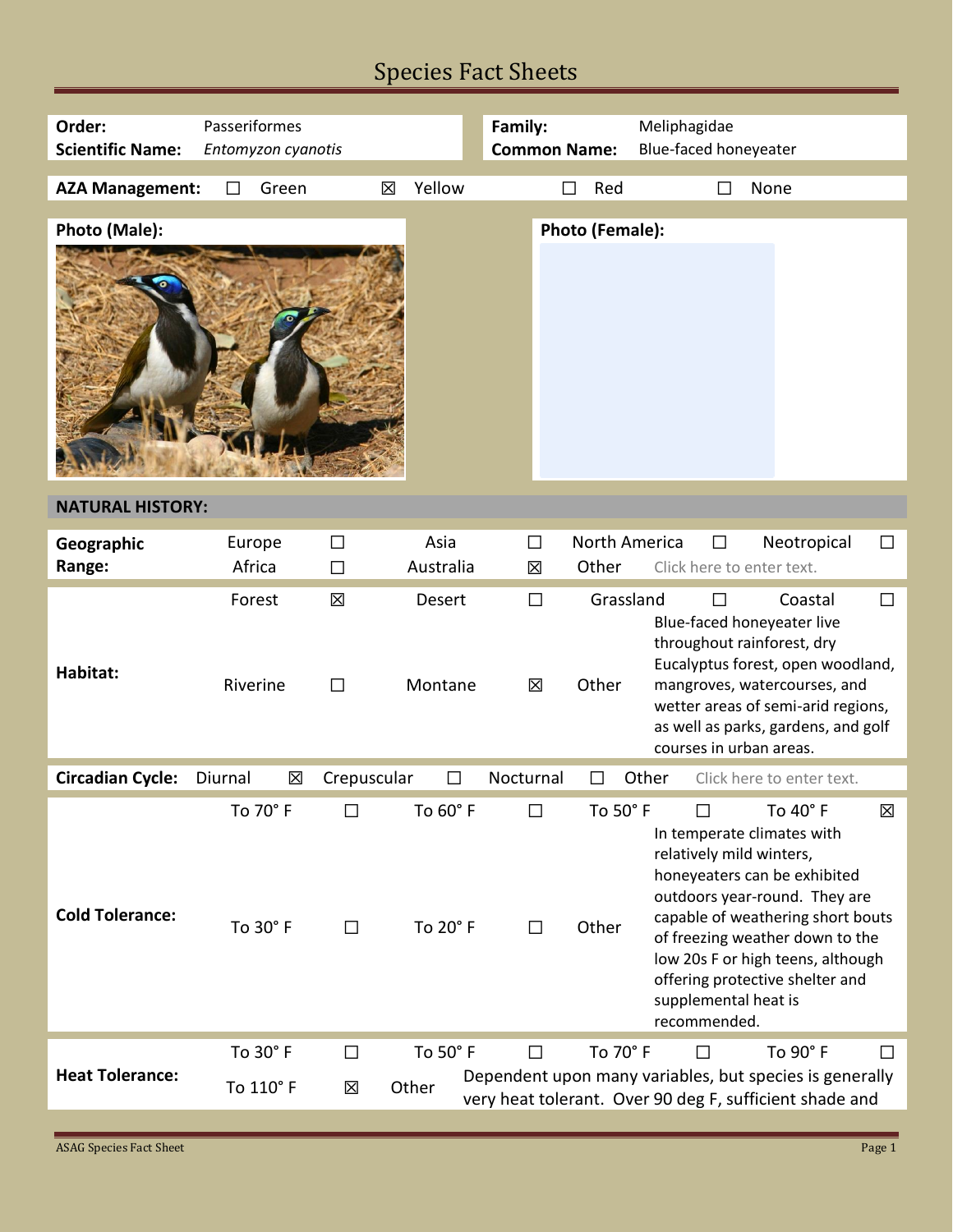# Species Fact Sheets

| | | | |
|---|---|---|---|
| **Order:** | Passeriformes | **Family:** | Meliphagidae |
| **Scientific Name:** | *Entomyzon cyanotis* | **Common Name:** | Blue-faced honeyeater |

**AZA Management:** ☐ Green ☒ Yellow ☐ Red ☐ None

**Photo (Male):**

**Photo (Female):**

## NATURAL HISTORY:

| | | | | | | | | |
|---|---|---|---|---|---|---|---|---|
| **Geographic Range:** | Europe | ☐ | Asia | ☐ | North America | ☐ | Neotropical | ☐ |
| | Africa | ☐ | Australia | ☒ | Other | Click here to enter text. | | |

| | | | | | | | | |
|---|---|---|---|---|---|---|---|---|
| **Habitat:** | Forest | ☒ | Desert | ☐ | Grassland | ☐ | Coastal | ☐ |
| | Riverine | ☐ | Montane | ☒ | Other | Blue-faced honeyeater live throughout rainforest, dry Eucalyptus forest, open woodland, mangroves, watercourses, and wetter areas of semi-arid regions, as well as parks, gardens, and golf courses in urban areas. | | |

**Circadian Cycle:** Diurnal ☒ Crepuscular ☐ Nocturnal ☐ Other Click here to enter text.

| | | | | | | | | |
|---|---|---|---|---|---|---|---|---|
| **Cold Tolerance:** | To 70° F | ☐ | To 60° F | ☐ | To 50° F | ☐ | To 40° F | ☒ |
| | To 30° F | ☐ | To 20° F | ☐ | Other | In temperate climates with relatively mild winters, honeyeaters can be exhibited outdoors year-round. They are capable of weathering short bouts of freezing weather down to the low 20s F or high teens, although offering protective shelter and supplemental heat is recommended. | | |

| | | | | | | | | |
|---|---|---|---|---|---|---|---|---|
| **Heat Tolerance:** | To 30° F | ☐ | To 50° F | ☐ | To 70° F | ☐ | To 90° F | ☐ |
| | To 110° F | ☒ | Other | Dependent upon many variables, but species is generally very heat tolerant. Over 90 deg F, sufficient shade and | | | | |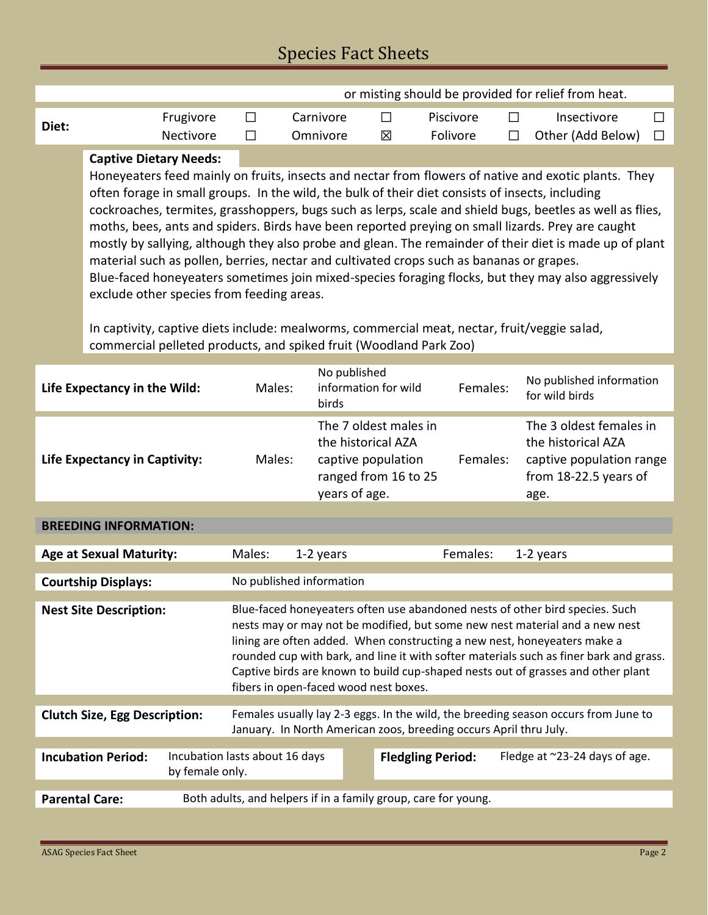or misting should be provided for relief from heat.

| **Diet:** | Frugivore ☐ | Carnivore ☐ | Piscivore ☐ | Insectivore ☐ |
|---|---|---|---|---|
| | Nectivore ☐ | Omnivore ☒ | Folivore ☐ | Other (Add Below) ☐ |

**Captive Dietary Needs:**

Honeyeaters feed mainly on fruits, insects and nectar from flowers of native and exotic plants. They often forage in small groups. In the wild, the bulk of their diet consists of insects, including cockroaches, termites, grasshoppers, bugs such as lerps, scale and shield bugs, beetles as well as flies, moths, bees, ants and spiders. Birds have been reported preying on small lizards. Prey are caught mostly by sallying, although they also probe and glean. The remainder of their diet is made up of plant material such as pollen, berries, nectar and cultivated crops such as bananas or grapes. Blue-faced honeyeaters sometimes join mixed-species foraging flocks, but they may also aggressively exclude other species from feeding areas.

In captivity, captive diets include: mealworms, commercial meat, nectar, fruit/veggie salad, commercial pelleted products, and spiked fruit (Woodland Park Zoo)

| | | | | |
|---|---|---|---|---|
| **Life Expectancy in the Wild:** | Males: | No published information for wild birds | Females: | No published information for wild birds |
| **Life Expectancy in Captivity:** | Males: | The 7 oldest males in the historical AZA captive population ranged from 16 to 25 years of age. | Females: | The 3 oldest females in the historical AZA captive population range from 18-22.5 years of age. |

## BREEDING INFORMATION:

**Age at Sexual Maturity:** Males: 1-2 years Females: 1-2 years

**Courtship Displays:** No published information

**Nest Site Description:** Blue-faced honeyeaters often use abandoned nests of other bird species. Such nests may or may not be modified, but some new nest material and a new nest lining are often added. When constructing a new nest, honeyeaters make a rounded cup with bark, and line it with softer materials such as finer bark and grass. Captive birds are known to build cup-shaped nests out of grasses and other plant fibers in open-faced wood nest boxes.

**Clutch Size, Egg Description:** Females usually lay 2-3 eggs. In the wild, the breeding season occurs from June to January. In North American zoos, breeding occurs April thru July.

**Incubation Period:** Incubation lasts about 16 days by female only.

**Fledgling Period:** Fledge at ~23-24 days of age.

**Parental Care:** Both adults, and helpers if in a family group, care for young.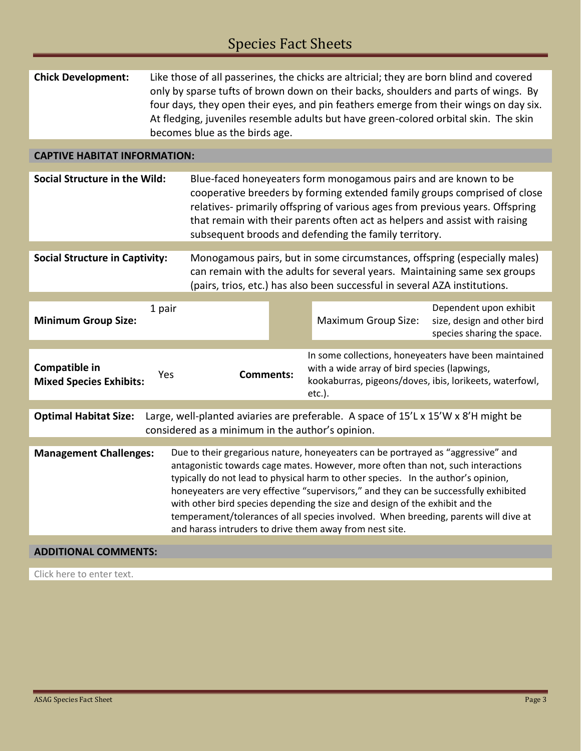# Species Fact Sheets

**Chick Development:** Like those of all passerines, the chicks are altricial; they are born blind and covered only by sparse tufts of brown down on their backs, shoulders and parts of wings. By four days, they open their eyes, and pin feathers emerge from their wings on day six. At fledging, juveniles resemble adults but have green-colored orbital skin. The skin becomes blue as the birds age.

## CAPTIVE HABITAT INFORMATION:

**Social Structure in the Wild:** Blue-faced honeyeaters form monogamous pairs and are known to be cooperative breeders by forming extended family groups comprised of close relatives- primarily offspring of various ages from previous years. Offspring that remain with their parents often act as helpers and assist with raising subsequent broods and defending the family territory.

**Social Structure in Captivity:** Monogamous pairs, but in some circumstances, offspring (especially males) can remain with the adults for several years. Maintaining same sex groups (pairs, trios, etc.) has also been successful in several AZA institutions.

| **Minimum Group Size:** | 1 pair | Maximum Group Size: | Dependent upon exhibit size, design and other bird species sharing the space. |
|---|---|---|---|

| **Compatible in Mixed Species Exhibits:** | Yes | **Comments:** | In some collections, honeyeaters have been maintained with a wide array of bird species (lapwings, kookaburras, pigeons/doves, ibis, lorikeets, waterfowl, etc.). |
|---|---|---|---|

**Optimal Habitat Size:** Large, well-planted aviaries are preferable. A space of 15'L x 15'W x 8'H might be considered as a minimum in the author's opinion.

**Management Challenges:** Due to their gregarious nature, honeyeaters can be portrayed as "aggressive" and antagonistic towards cage mates. However, more often than not, such interactions typically do not lead to physical harm to other species. In the author's opinion, honeyeaters are very effective "supervisors," and they can be successfully exhibited with other bird species depending the size and design of the exhibit and the temperament/tolerances of all species involved. When breeding, parents will dive at and harass intruders to drive them away from nest site.

## ADDITIONAL COMMENTS:

Click here to enter text.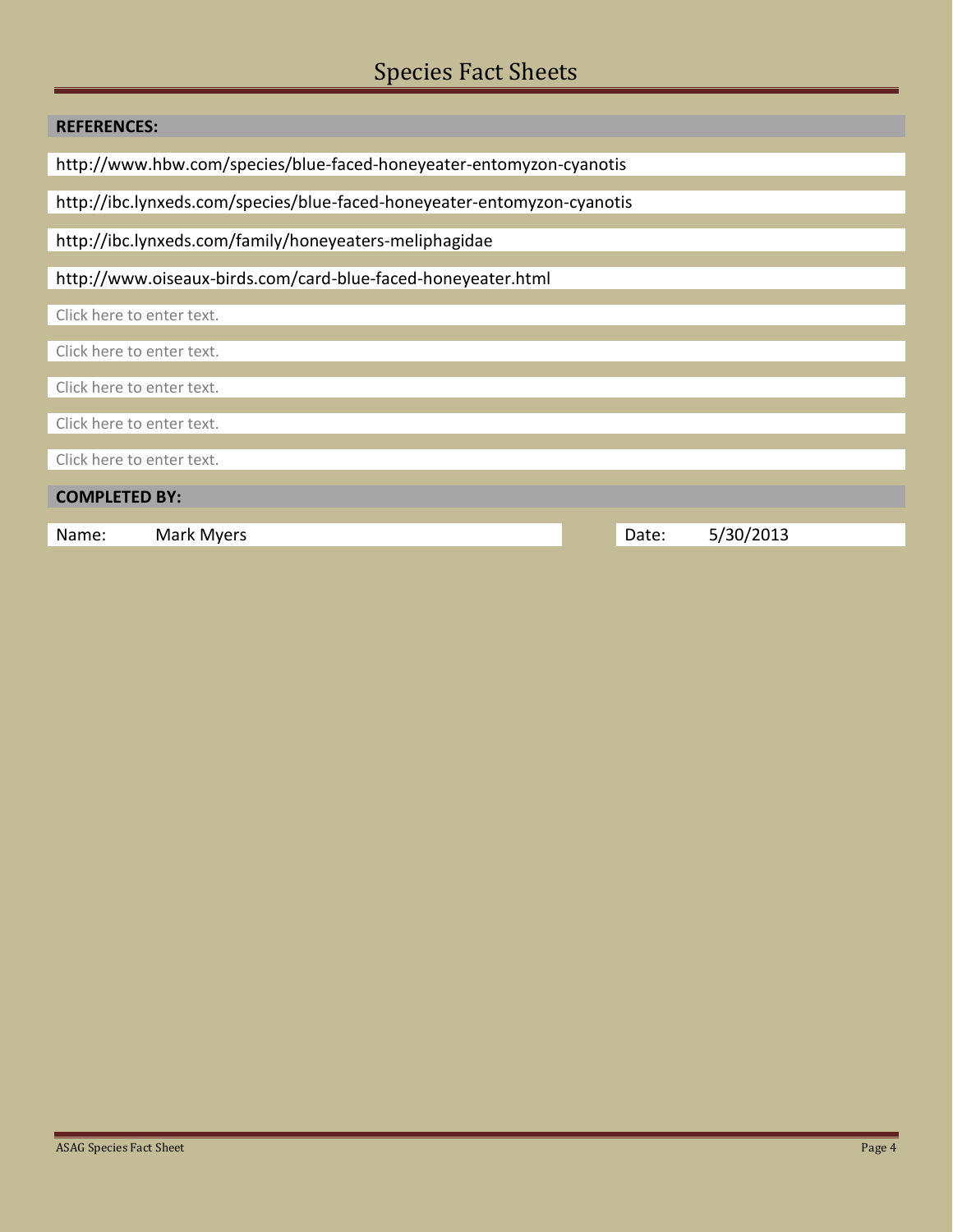## REFERENCES:

http://www.hbw.com/species/blue-faced-honeyeater-entomyzon-cyanotis

http://ibc.lynxeds.com/species/blue-faced-honeyeater-entomyzon-cyanotis

http://ibc.lynxeds.com/family/honeyeaters-meliphagidae

http://www.oiseaux-birds.com/card-blue-faced-honeyeater.html

Click here to enter text.

Click here to enter text.

Click here to enter text.

Click here to enter text.

Click here to enter text.

## COMPLETED BY:

| | | | |
|---|---|---|---|
| Name: | Mark Myers | Date: | 5/30/2013 |